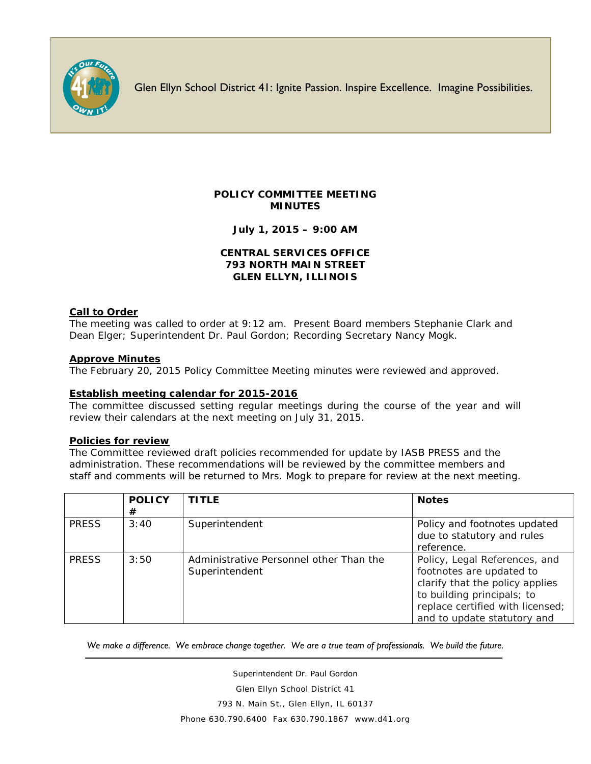Glen Ellyn School District 41: Ignite Passion. Inspire Excellence. Imagine Possibilities.

**POLICY COMMITTEE MEETING**
**MINUTES**

**July 1, 2015 – 9:00 AM**

**CENTRAL SERVICES OFFICE**
**793 NORTH MAIN STREET**
**GLEN ELLYN, ILLINOIS**

## Call to Order

The meeting was called to order at 9:12 am. Present Board members Stephanie Clark and Dean Elger; Superintendent Dr. Paul Gordon; Recording Secretary Nancy Mogk.

## Approve Minutes

The February 20, 2015 Policy Committee Meeting minutes were reviewed and approved.

## Establish meeting calendar for 2015-2016

The committee discussed setting regular meetings during the course of the year and will review their calendars at the next meeting on July 31, 2015.

## Policies for review

The Committee reviewed draft policies recommended for update by IASB PRESS and the administration. These recommendations will be reviewed by the committee members and staff and comments will be returned to Mrs. Mogk to prepare for review at the next meeting.

| | POLICY # | TITLE | Notes |
|---|---|---|---|
| PRESS | 3:40 | Superintendent | Policy and footnotes updated due to statutory and rules reference. |
| PRESS | 3:50 | Administrative Personnel other Than the Superintendent | Policy, Legal References, and footnotes are updated to clarify that the policy applies to building principals; to replace certified with licensed; and to update statutory and |

*We make a difference. We embrace change together. We are a true team of professionals. We build the future.*

Superintendent Dr. Paul Gordon
Glen Ellyn School District 41
793 N. Main St., Glen Ellyn, IL 60137
Phone 630.790.6400 Fax 630.790.1867 www.d41.org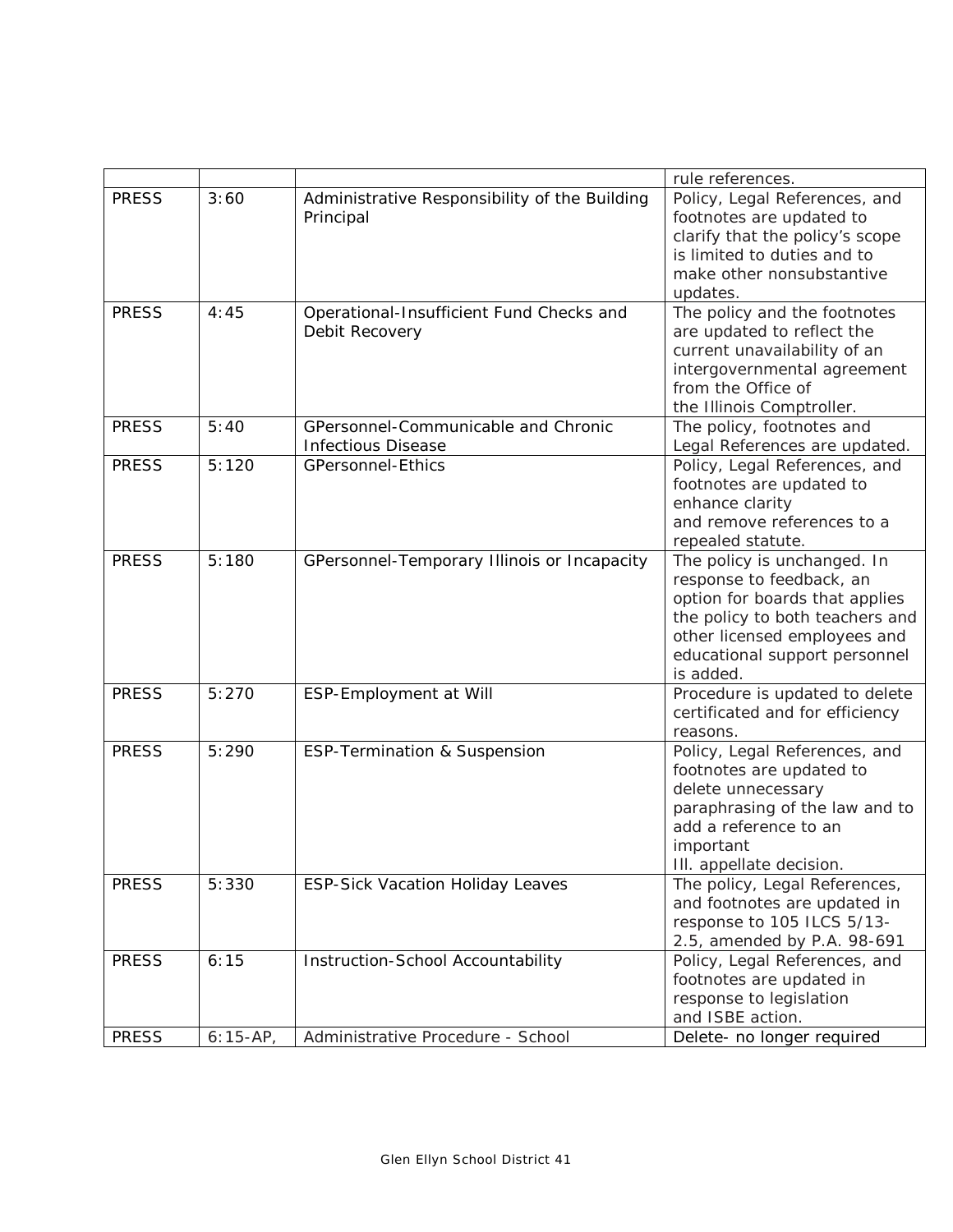|  |  |  | rule references. |
|---|---|---|---|
| PRESS | 3:60 | Administrative Responsibility of the Building Principal | Policy, Legal References, and footnotes are updated to clarify that the policy's scope is limited to duties and to make other nonsubstantive updates. |
| PRESS | 4:45 | Operational-Insufficient Fund Checks and Debit Recovery | The policy and the footnotes are updated to reflect the current unavailability of an intergovernmental agreement from the Office of the Illinois Comptroller. |
| PRESS | 5:40 | GPersonnel-Communicable and Chronic Infectious Disease | The policy, footnotes and Legal References are updated. |
| PRESS | 5:120 | GPersonnel-Ethics | Policy, Legal References, and footnotes are updated to enhance clarity and remove references to a repealed statute. |
| PRESS | 5:180 | GPersonnel-Temporary Illinois or Incapacity | The policy is unchanged. In response to feedback, an option for boards that applies the policy to both teachers and other licensed employees and educational support personnel is added. |
| PRESS | 5:270 | ESP-Employment at Will | Procedure is updated to delete certificated and for efficiency reasons. |
| PRESS | 5:290 | ESP-Termination & Suspension | Policy, Legal References, and footnotes are updated to delete unnecessary paraphrasing of the law and to add a reference to an important Ill. appellate decision. |
| PRESS | 5:330 | ESP-Sick Vacation Holiday Leaves | The policy, Legal References, and footnotes are updated in response to 105 ILCS 5/13-2.5, amended by P.A. 98-691 |
| PRESS | 6:15 | Instruction-School Accountability | Policy, Legal References, and footnotes are updated in response to legislation and ISBE action. |
| PRESS | 6:15-AP, | Administrative Procedure - School | Delete- no longer required |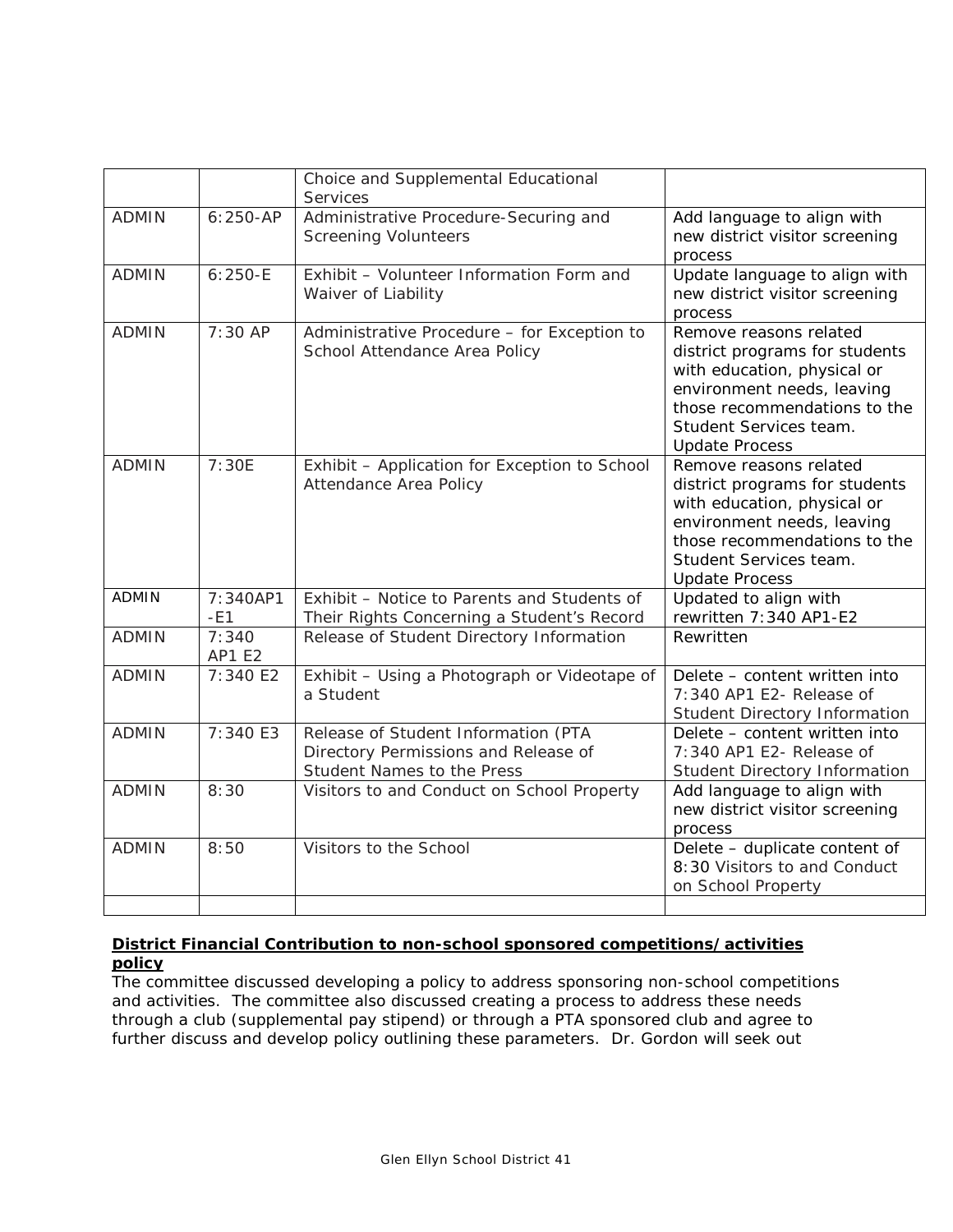| | | | |
|---|---|---|---|
| | | Choice and Supplemental Educational Services | |
| ADMIN | 6:250-AP | Administrative Procedure-Securing and Screening Volunteers | Add language to align with new district visitor screening process |
| ADMIN | 6:250-E | Exhibit – Volunteer Information Form and Waiver of Liability | Update language to align with new district visitor screening process |
| ADMIN | 7:30 AP | Administrative Procedure – for Exception to School Attendance Area Policy | Remove reasons related district programs for students with education, physical or environment needs, leaving those recommendations to the Student Services team. Update Process |
| ADMIN | 7:30E | Exhibit – Application for Exception to School Attendance Area Policy | Remove reasons related district programs for students with education, physical or environment needs, leaving those recommendations to the Student Services team. Update Process |
| ADMIN | 7:340AP1-E1 | Exhibit – Notice to Parents and Students of Their Rights Concerning a Student's Record | Updated to align with rewritten 7:340 AP1-E2 |
| ADMIN | 7:340 AP1 E2 | Release of Student Directory Information | Rewritten |
| ADMIN | 7:340 E2 | Exhibit – Using a Photograph or Videotape of a Student | Delete – content written into 7:340 AP1 E2- Release of Student Directory Information |
| ADMIN | 7:340 E3 | Release of Student Information (PTA Directory Permissions and Release of Student Names to the Press | Delete – content written into 7:340 AP1 E2- Release of Student Directory Information |
| ADMIN | 8:30 | Visitors to and Conduct on School Property | Add language to align with new district visitor screening process |
| ADMIN | 8:50 | Visitors to the School | Delete – duplicate content of 8:30 Visitors to and Conduct on School Property |
| | | | |

**District Financial Contribution to non-school sponsored competitions/activities policy**

The committee discussed developing a policy to address sponsoring non-school competitions and activities. The committee also discussed creating a process to address these needs through a club (supplemental pay stipend) or through a PTA sponsored club and agree to further discuss and develop policy outlining these parameters. Dr. Gordon will seek out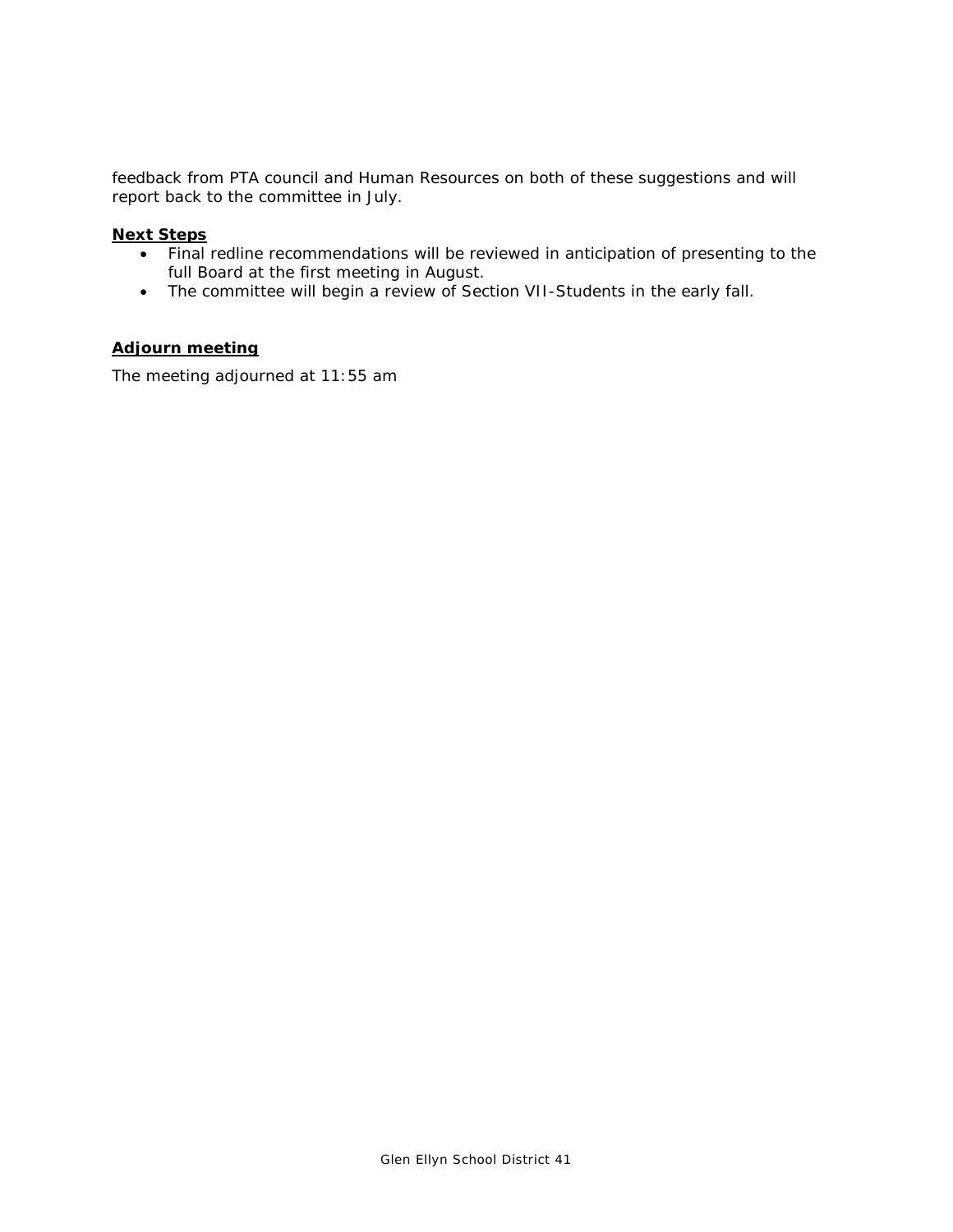feedback from PTA council and Human Resources on both of these suggestions and will report back to the committee in July.

**Next Steps**

- Final redline recommendations will be reviewed in anticipation of presenting to the full Board at the first meeting in August.
- The committee will begin a review of Section VII-Students in the early fall.

**Adjourn meeting**

The meeting adjourned at 11:55 am